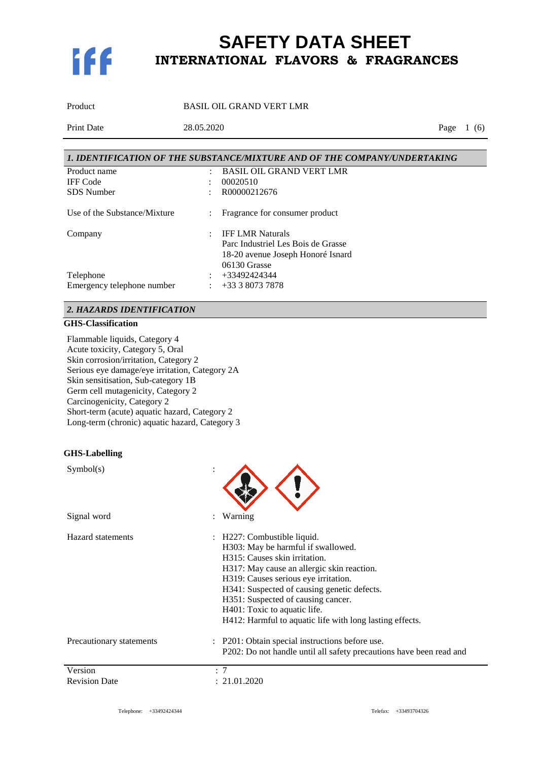# SAFETY DATA SHEET
## INTERNATIONAL FLAVORS & FRAGRANCES

| | |
|---|---|
| Product | BASIL OIL GRAND VERT LMR |
| Print Date | 28.05.2020 |

## *1. IDENTIFICATION OF THE SUBSTANCE/MIXTURE AND OF THE COMPANY/UNDERTAKING*

| | | |
|---|---|---|
| Product name | : | BASIL OIL GRAND VERT LMR |
| IFF Code | : | 00020510 |
| SDS Number | : | R00000212676 |
| Use of the Substance/Mixture | : | Fragrance for consumer product |
| Company | : | IFF LMR Naturals<br>Parc Industriel Les Bois de Grasse<br>18-20 avenue Joseph Honoré Isnard<br>06130 Grasse |
| Telephone | : | +33492424344 |
| Emergency telephone number | : | +33 3 8073 7878 |

## *2. HAZARDS IDENTIFICATION*

**GHS-Classification**

Flammable liquids, Category 4
Acute toxicity, Category 5, Oral
Skin corrosion/irritation, Category 2
Serious eye damage/eye irritation, Category 2A
Skin sensitisation, Sub-category 1B
Germ cell mutagenicity, Category 2
Carcinogenicity, Category 2
Short-term (acute) aquatic hazard, Category 2
Long-term (chronic) aquatic hazard, Category 3

**GHS-Labelling**

| | | |
|---|---|---|
| Symbol(s) | : | |
| Signal word | : | Warning |
| Hazard statements | : | H227: Combustible liquid.<br>H303: May be harmful if swallowed.<br>H315: Causes skin irritation.<br>H317: May cause an allergic skin reaction.<br>H319: Causes serious eye irritation.<br>H341: Suspected of causing genetic defects.<br>H351: Suspected of causing cancer.<br>H401: Toxic to aquatic life.<br>H412: Harmful to aquatic life with long lasting effects. |
| Precautionary statements | : | P201: Obtain special instructions before use.<br>P202: Do not handle until all safety precautions have been read and |

| | |
|---|---|
| Version | : 7 |
| Revision Date | : 21.01.2020 |

Telephone: +33492424344 Telefax: +33493704326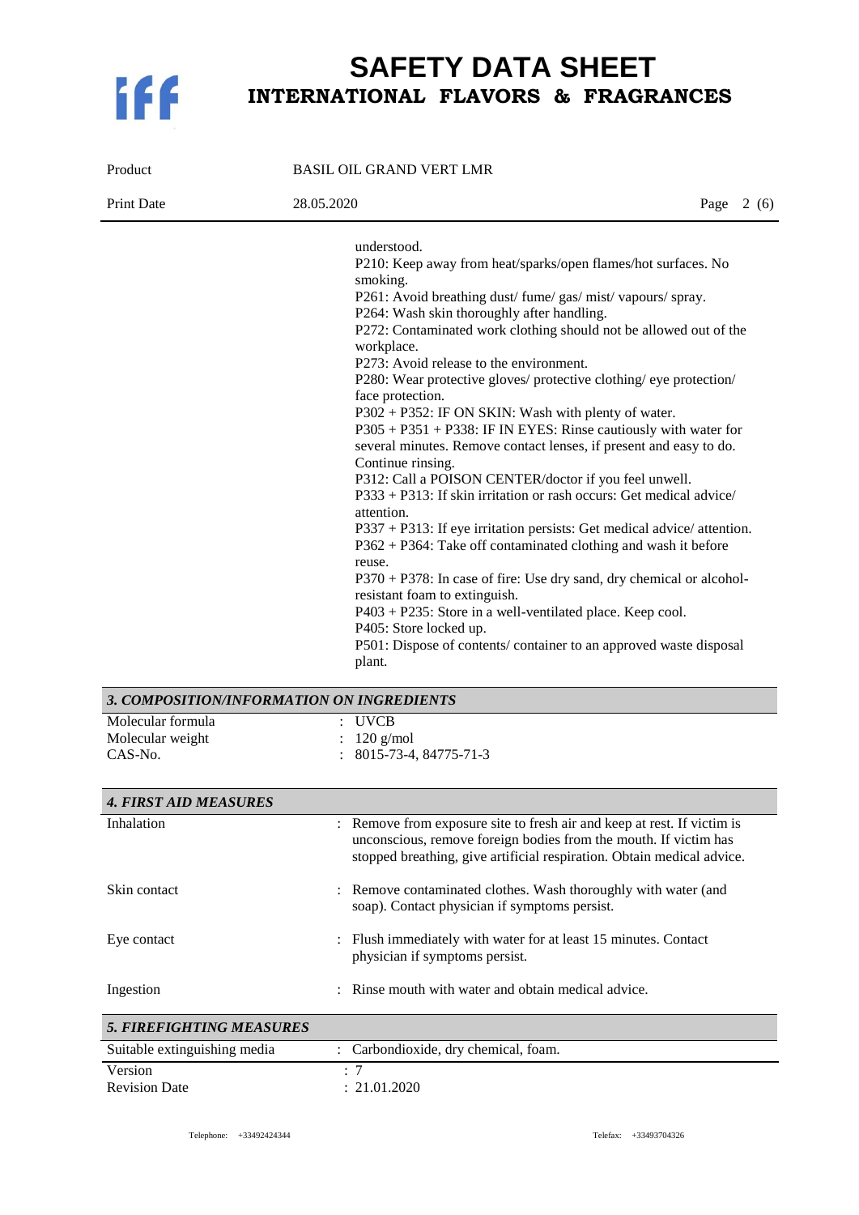understood.
P210: Keep away from heat/sparks/open flames/hot surfaces. No smoking.
P261: Avoid breathing dust/ fume/ gas/ mist/ vapours/ spray.
P264: Wash skin thoroughly after handling.
P272: Contaminated work clothing should not be allowed out of the workplace.
P273: Avoid release to the environment.
P280: Wear protective gloves/ protective clothing/ eye protection/ face protection.
P302 + P352: IF ON SKIN: Wash with plenty of water.
P305 + P351 + P338: IF IN EYES: Rinse cautiously with water for several minutes. Remove contact lenses, if present and easy to do. Continue rinsing.
P312: Call a POISON CENTER/doctor if you feel unwell.
P333 + P313: If skin irritation or rash occurs: Get medical advice/ attention.
P337 + P313: If eye irritation persists: Get medical advice/ attention.
P362 + P364: Take off contaminated clothing and wash it before reuse.
P370 + P378: In case of fire: Use dry sand, dry chemical or alcohol-resistant foam to extinguish.
P403 + P235: Store in a well-ventilated place. Keep cool.
P405: Store locked up.
P501: Dispose of contents/ container to an approved waste disposal plant.

## *3. COMPOSITION/INFORMATION ON INGREDIENTS*

| | |
|---|---|
| Molecular formula | : UVCB |
| Molecular weight | : 120 g/mol |
| CAS-No. | : 8015-73-4, 84775-71-3 |

## *4. FIRST AID MEASURES*

| | |
|---|---|
| Inhalation | : Remove from exposure site to fresh air and keep at rest. If victim is unconscious, remove foreign bodies from the mouth. If victim has stopped breathing, give artificial respiration. Obtain medical advice. |
| Skin contact | : Remove contaminated clothes. Wash thoroughly with water (and soap). Contact physician if symptoms persist. |
| Eye contact | : Flush immediately with water for at least 15 minutes. Contact physician if symptoms persist. |
| Ingestion | : Rinse mouth with water and obtain medical advice. |

## *5. FIREFIGHTING MEASURES*

| | |
|---|---|
| Suitable extinguishing media | : Carbondioxide, dry chemical, foam. |

Version : 7
Revision Date : 21.01.2020

Telephone: +33492424344 Telefax: +33493704326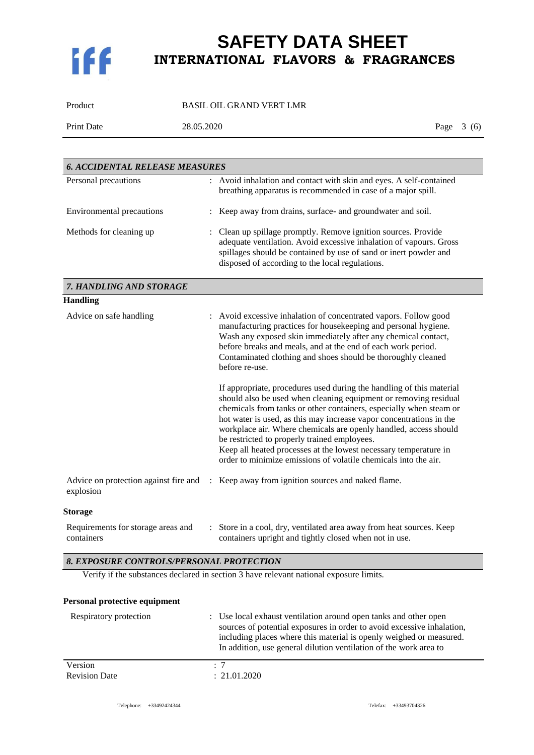## 6. ACCIDENTAL RELEASE MEASURES

| | |
|---|---|
| Personal precautions | : Avoid inhalation and contact with skin and eyes. A self-contained breathing apparatus is recommended in case of a major spill. |
| Environmental precautions | : Keep away from drains, surface- and groundwater and soil. |
| Methods for cleaning up | : Clean up spillage promptly. Remove ignition sources. Provide adequate ventilation. Avoid excessive inhalation of vapours. Gross spillages should be contained by use of sand or inert powder and disposed of according to the local regulations. |

## 7. HANDLING AND STORAGE

**Handling**

| | |
|---|---|
| Advice on safe handling | : Avoid excessive inhalation of concentrated vapors. Follow good manufacturing practices for housekeeping and personal hygiene. Wash any exposed skin immediately after any chemical contact, before breaks and meals, and at the end of each work period. Contaminated clothing and shoes should be thoroughly cleaned before re-use.<br><br>If appropriate, procedures used during the handling of this material should also be used when cleaning equipment or removing residual chemicals from tanks or other containers, especially when steam or hot water is used, as this may increase vapor concentrations in the workplace air. Where chemicals are openly handled, access should be restricted to properly trained employees.<br>Keep all heated processes at the lowest necessary temperature in order to minimize emissions of volatile chemicals into the air. |
| Advice on protection against fire and explosion | : Keep away from ignition sources and naked flame. |

**Storage**

| | |
|---|---|
| Requirements for storage areas and containers | : Store in a cool, dry, ventilated area away from heat sources. Keep containers upright and tightly closed when not in use. |

## 8. EXPOSURE CONTROLS/PERSONAL PROTECTION

Verify if the substances declared in section 3 have relevant national exposure limits.

**Personal protective equipment**

| | |
|---|---|
| Respiratory protection | : Use local exhaust ventilation around open tanks and other open sources of potential exposures in order to avoid excessive inhalation, including places where this material is openly weighed or measured. In addition, use general dilution ventilation of the work area to |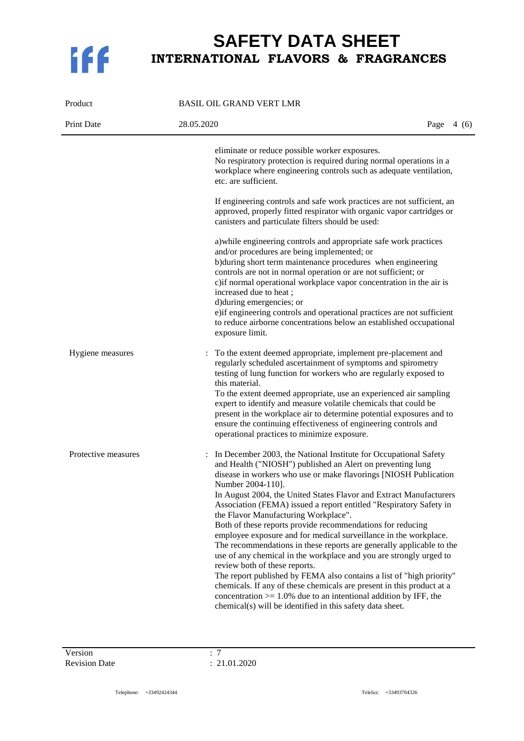eliminate or reduce possible worker exposures.
No respiratory protection is required during normal operations in a workplace where engineering controls such as adequate ventilation, etc. are sufficient.

If engineering controls and safe work practices are not sufficient, an approved, properly fitted respirator with organic vapor cartridges or canisters and particulate filters should be used:

a)while engineering controls and appropriate safe work practices and/or procedures are being implemented; or
b)during short term maintenance procedures when engineering controls are not in normal operation or are not sufficient; or
c)if normal operational workplace vapor concentration in the air is increased due to heat ;
d)during emergencies; or
e)if engineering controls and operational practices are not sufficient to reduce airborne concentrations below an established occupational exposure limit.

| | | |
|---|---|---|
| Hygiene measures | : | To the extent deemed appropriate, implement pre-placement and regularly scheduled ascertainment of symptoms and spirometry testing of lung function for workers who are regularly exposed to this material.<br>To the extent deemed appropriate, use an experienced air sampling expert to identify and measure volatile chemicals that could be present in the workplace air to determine potential exposures and to ensure the continuing effectiveness of engineering controls and operational practices to minimize exposure. |
| Protective measures | : | In December 2003, the National Institute for Occupational Safety and Health ("NIOSH") published an Alert on preventing lung disease in workers who use or make flavorings [NIOSH Publication Number 2004-110].<br>In August 2004, the United States Flavor and Extract Manufacturers Association (FEMA) issued a report entitled "Respiratory Safety in the Flavor Manufacturing Workplace".<br>Both of these reports provide recommendations for reducing employee exposure and for medical surveillance in the workplace. The recommendations in these reports are generally applicable to the use of any chemical in the workplace and you are strongly urged to review both of these reports.<br>The report published by FEMA also contains a list of "high priority" chemicals. If any of these chemicals are present in this product at a concentration >= 1.0% due to an intentional addition by IFF, the chemical(s) will be identified in this safety data sheet. |

Version : 7
Revision Date : 21.01.2020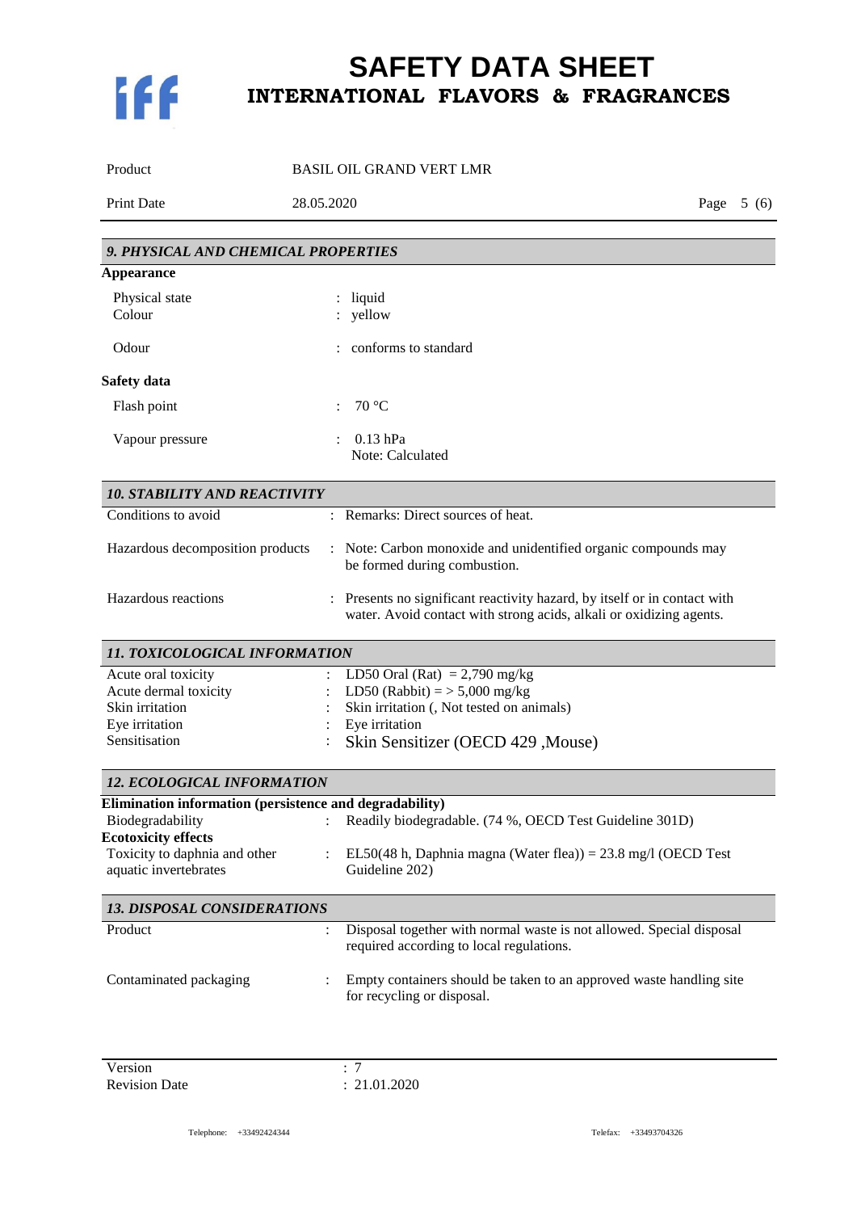| | |
|---|---|
| Product | BASIL OIL GRAND VERT LMR |
| Print Date | 28.05.2020 |

## 9. PHYSICAL AND CHEMICAL PROPERTIES

**Appearance**

| | |
|---|---|
| Physical state | : liquid |
| Colour | : yellow |
| Odour | : conforms to standard |

**Safety data**

| | |
|---|---|
| Flash point | : 70 °C |
| Vapour pressure | : 0.13 hPa<br>Note: Calculated |

## 10. STABILITY AND REACTIVITY

| | |
|---|---|
| Conditions to avoid | : Remarks: Direct sources of heat. |
| Hazardous decomposition products | : Note: Carbon monoxide and unidentified organic compounds may be formed during combustion. |
| Hazardous reactions | : Presents no significant reactivity hazard, by itself or in contact with water. Avoid contact with strong acids, alkali or oxidizing agents. |

## 11. TOXICOLOGICAL INFORMATION

| | |
|---|---|
| Acute oral toxicity | : LD50 Oral (Rat) = 2,790 mg/kg |
| Acute dermal toxicity | : LD50 (Rabbit) = > 5,000 mg/kg |
| Skin irritation | : Skin irritation (, Not tested on animals) |
| Eye irritation | : Eye irritation |
| Sensitisation | : Skin Sensitizer (OECD 429 ,Mouse) |

## 12. ECOLOGICAL INFORMATION

**Elimination information (persistence and degradability)**

| | |
|---|---|
| Biodegradability | : Readily biodegradable. (74 %, OECD Test Guideline 301D) |

**Ecotoxicity effects**

| | |
|---|---|
| Toxicity to daphnia and other aquatic invertebrates | : EL50(48 h, Daphnia magna (Water flea)) = 23.8 mg/l (OECD Test Guideline 202) |

## 13. DISPOSAL CONSIDERATIONS

| | |
|---|---|
| Product | : Disposal together with normal waste is not allowed. Special disposal required according to local regulations. |
| Contaminated packaging | : Empty containers should be taken to an approved waste handling site for recycling or disposal. |

| | |
|---|---|
| Version | : 7 |
| Revision Date | : 21.01.2020 |

Telephone: +33492424344 Telefax: +33493704326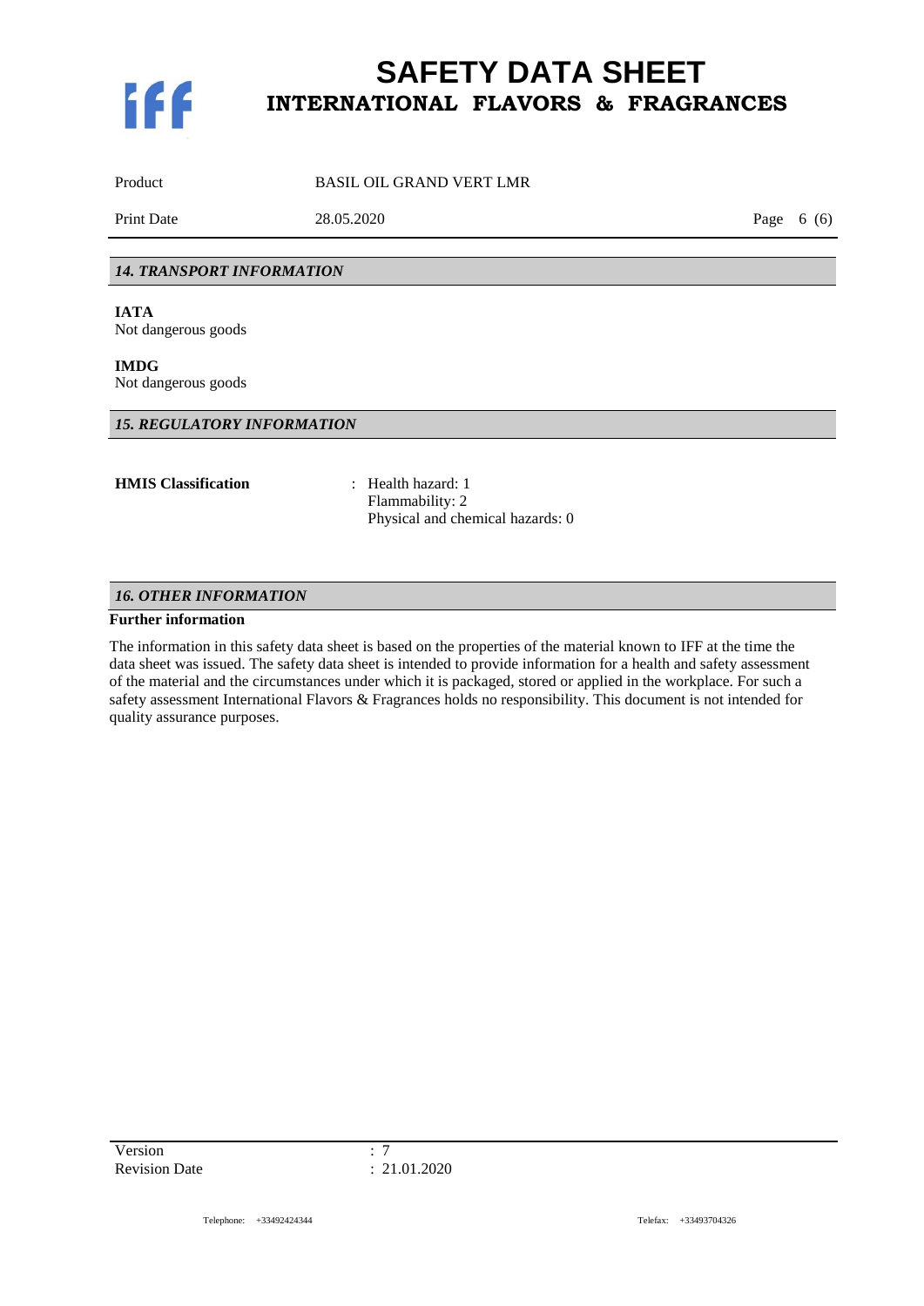## 14. TRANSPORT INFORMATION

**IATA**
Not dangerous goods

**IMDG**
Not dangerous goods

## 15. REGULATORY INFORMATION

**HMIS Classification** : Health hazard: 1
Flammability: 2
Physical and chemical hazards: 0

## 16. OTHER INFORMATION

**Further information**

The information in this safety data sheet is based on the properties of the material known to IFF at the time the data sheet was issued. The safety data sheet is intended to provide information for a health and safety assessment of the material and the circumstances under which it is packaged, stored or applied in the workplace. For such a safety assessment International Flavors & Fragrances holds no responsibility. This document is not intended for quality assurance purposes.

Version : 7
Revision Date : 21.01.2020

Telephone: +33492424344
Telefax: +33493704326